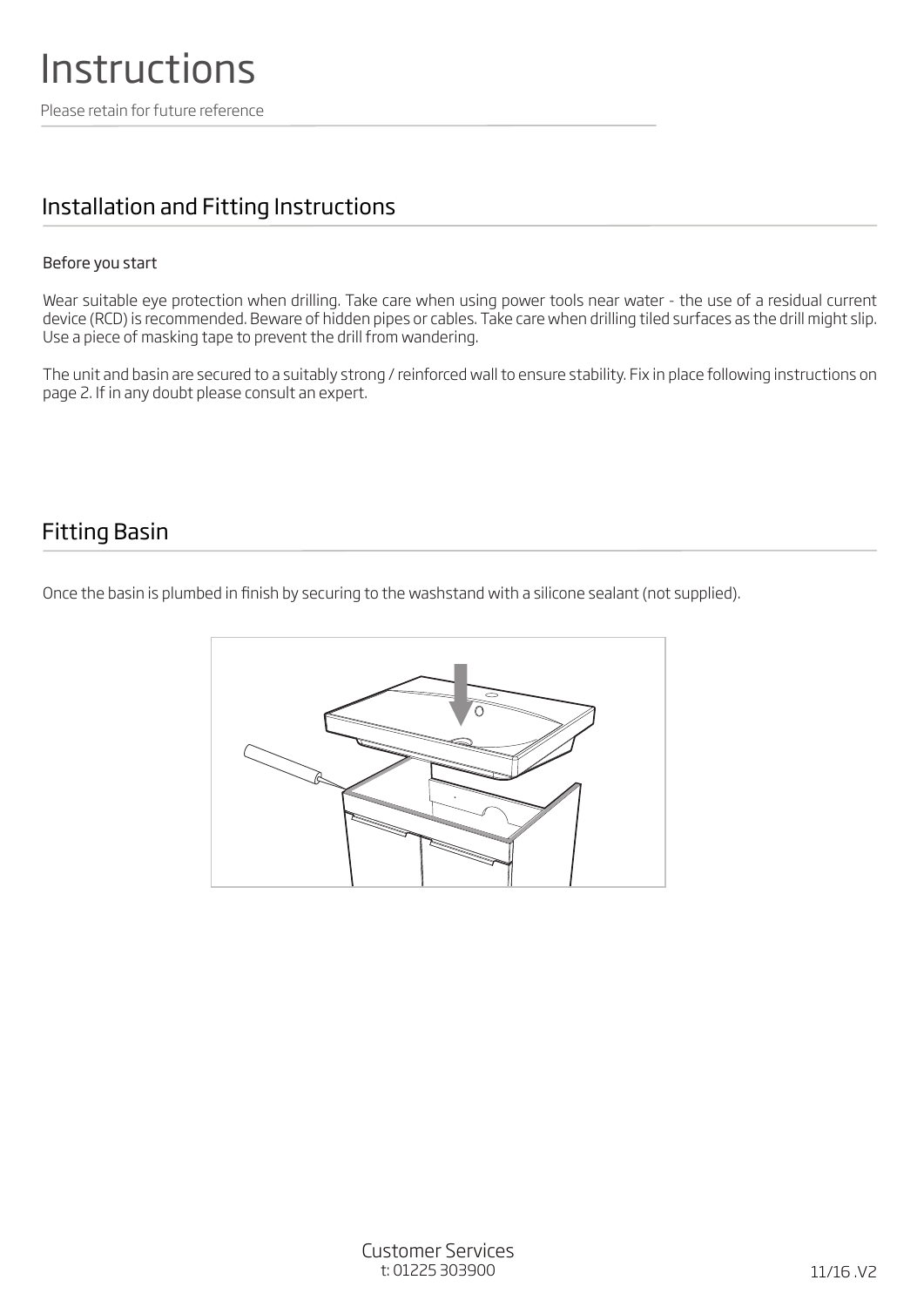# Instructions

Please retain for future reference

## Installation and Fitting Instructions

Before you start

Wear suitable eye protection when drilling. Take care when using power tools near water - the use of a residual current device (RCD) is recommended. Beware of hidden pipes or cables. Take care when drilling tiled surfaces as the drill might slip. Use a piece of masking tape to prevent the drill from wandering.

The unit and basin are secured to a suitably strong / reinforced wall to ensure stability. Fix in place following instructions on page 2. If in any doubt please consult an expert.

## Fitting Basin

Once the basin is plumbed in finish by securing to the washstand with a silicone sealant (not supplied).

Customer Services
t: 01225 303900

11/16 .V2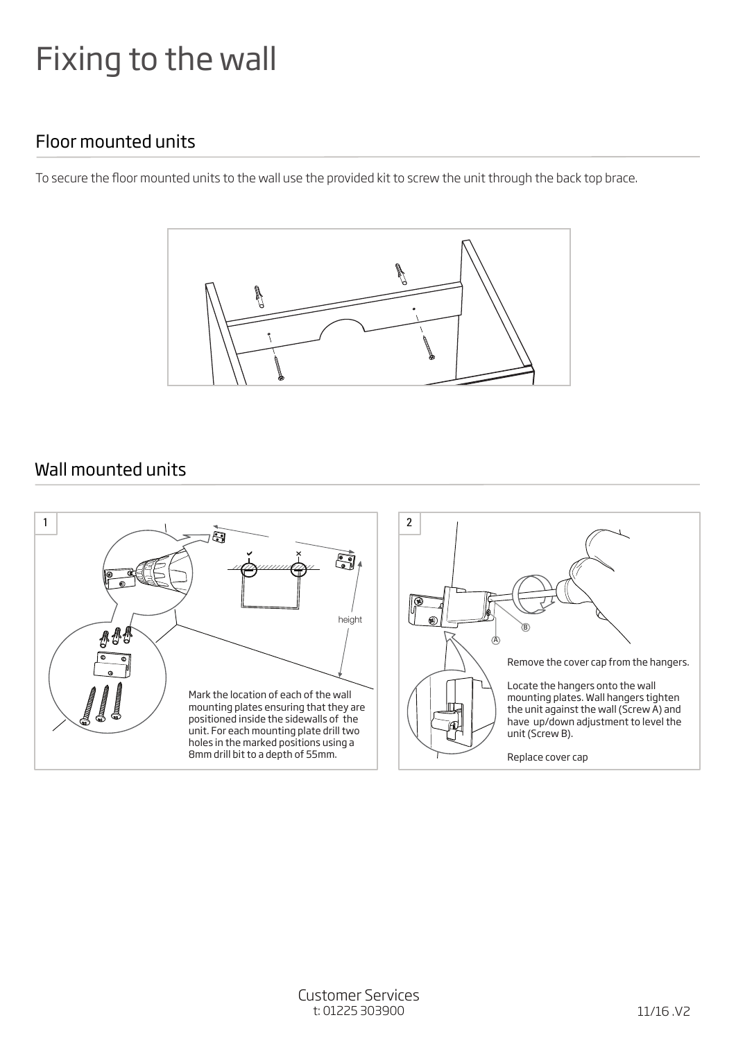# Fixing to the wall

## Floor mounted units

To secure the floor mounted units to the wall use the provided kit to screw the unit through the back top brace.

## Wall mounted units

1

height

Mark the location of each of the wall mounting plates ensuring that they are positioned inside the sidewalls of the unit. For each mounting plate drill two holes in the marked positions using a 8mm drill bit to a depth of 55mm.

2

B

A

Remove the cover cap from the hangers.

Locate the hangers onto the wall mounting plates. Wall hangers tighten the unit against the wall (Screw A) and have up/down adjustment to level the unit (Screw B).

Replace cover cap

Customer Services
t: 01225 303900

11/16 .V2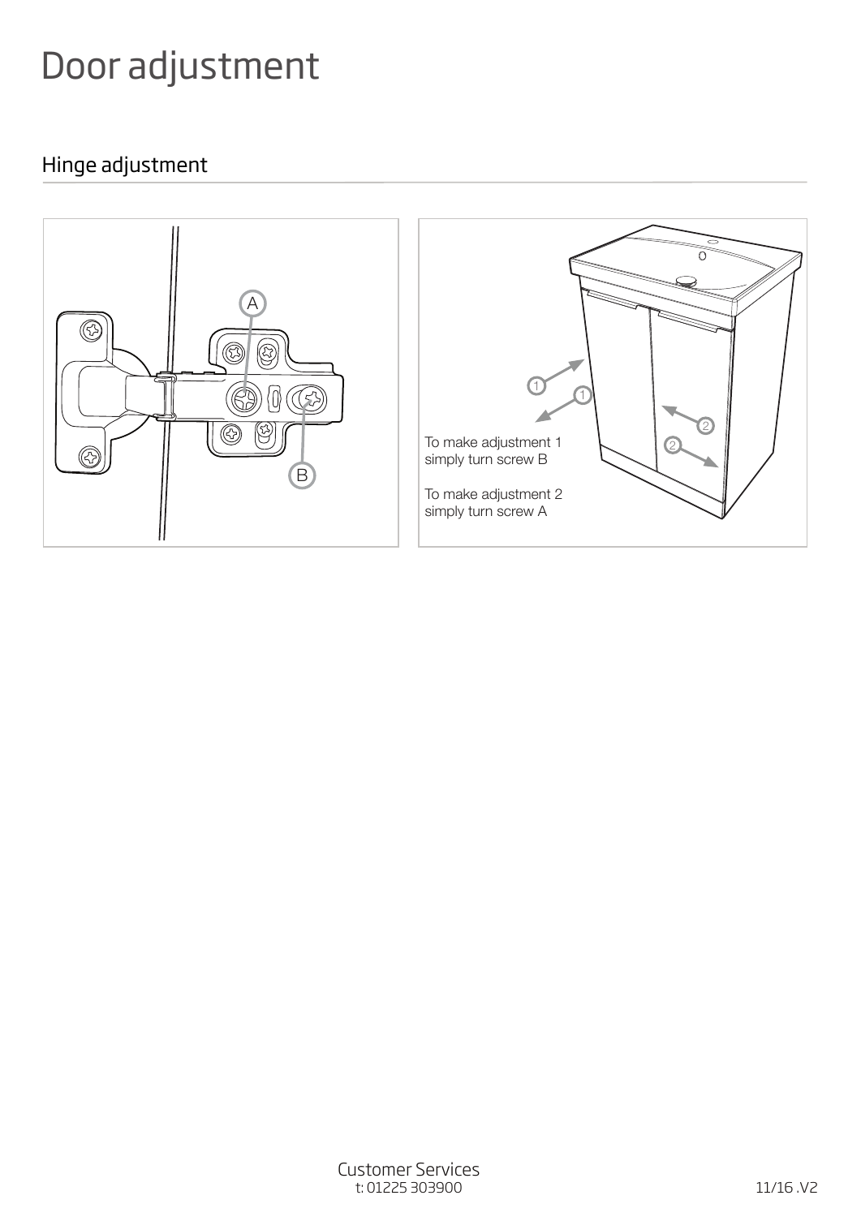# Door adjustment

## Hinge adjustment

To make adjustment 1 simply turn screw B

To make adjustment 2 simply turn screw A

Customer Services
t: 01225 303900

11/16 .V2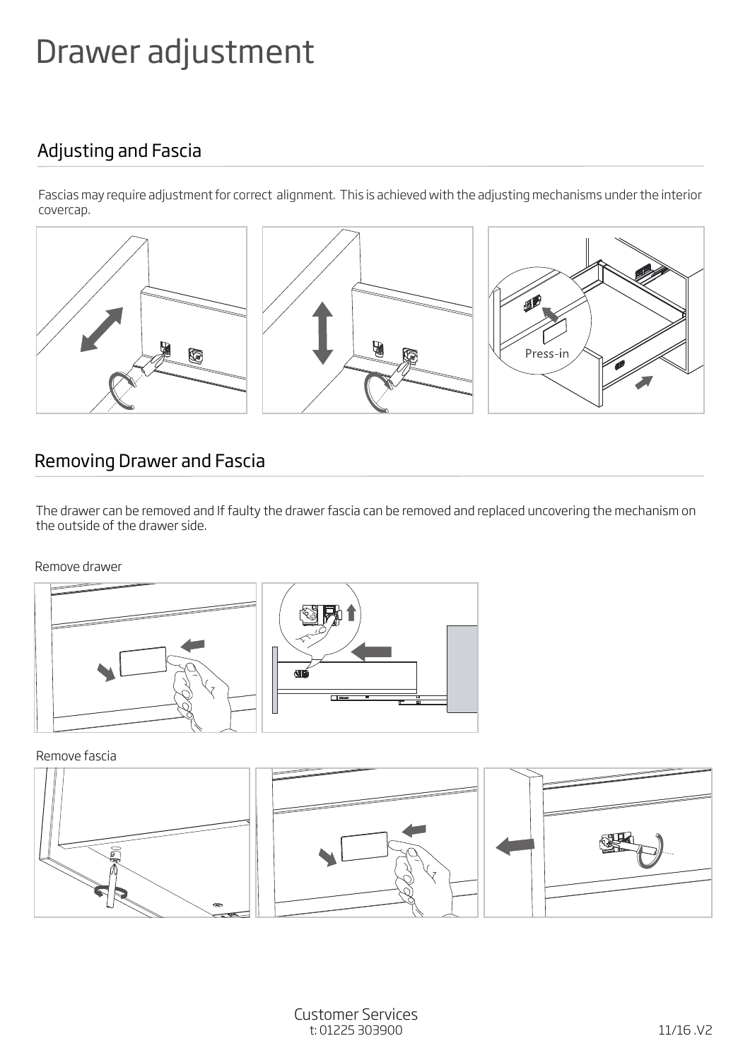# Drawer adjustment

## Adjusting and Fascia

Fascias may require adjustment for correct alignment. This is achieved with the adjusting mechanisms under the interior covercap.

Press-in

## Removing Drawer and Fascia

The drawer can be removed and If faulty the drawer fascia can be removed and replaced uncovering the mechanism on the outside of the drawer side.

Remove drawer

Remove fascia

Customer Services
t: 01225 303900

11/16 .V2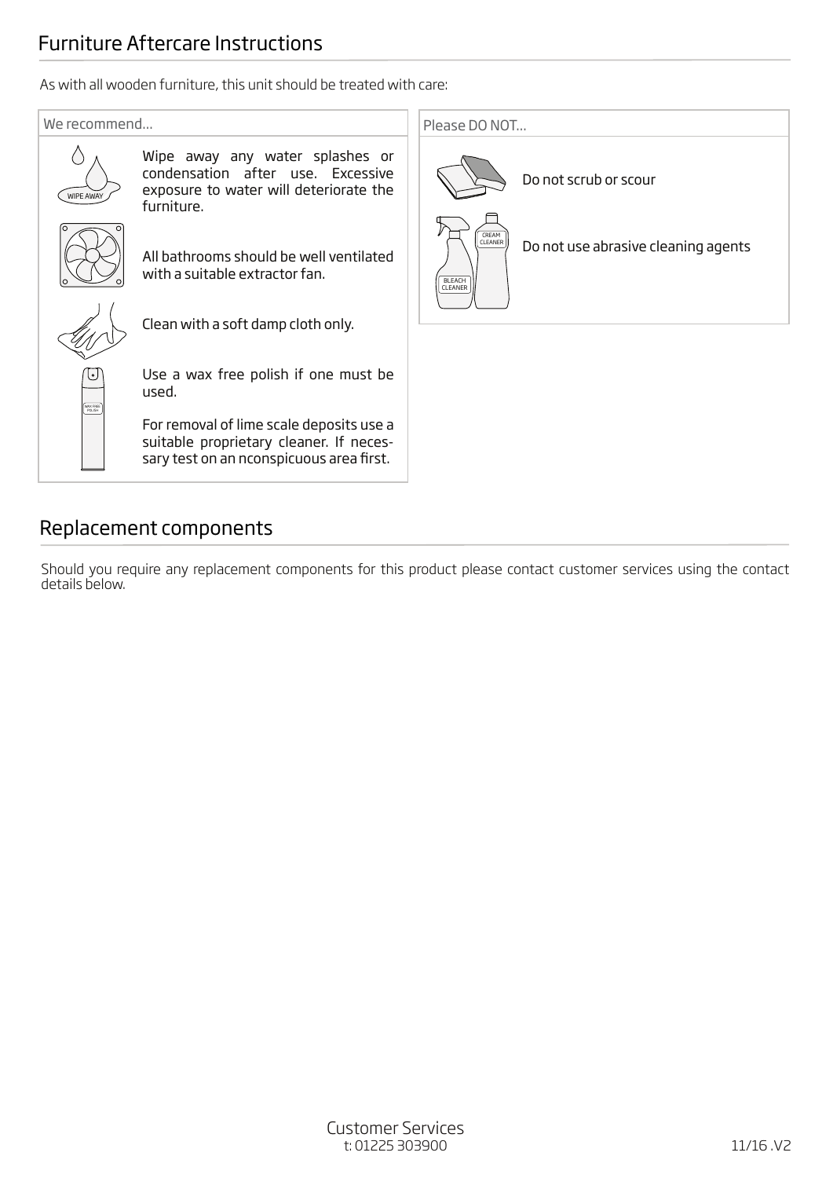# Furniture Aftercare Instructions

As with all wooden furniture, this unit should be treated with care:

**We recommend...**

- Wipe away any water splashes or condensation after use. Excessive exposure to water will deteriorate the furniture.
- All bathrooms should be well ventilated with a suitable extractor fan.
- Clean with a soft damp cloth only.
- Use a wax free polish if one must be used.

  For removal of lime scale deposits use a suitable proprietary cleaner. If necessary test on an nconspicuous area first.

**Please DO NOT...**

- Do not scrub or scour
- Do not use abrasive cleaning agents

# Replacement components

Should you require any replacement components for this product please contact customer services using the contact details below.

Customer Services
t: 01225 303900

11/16 .V2